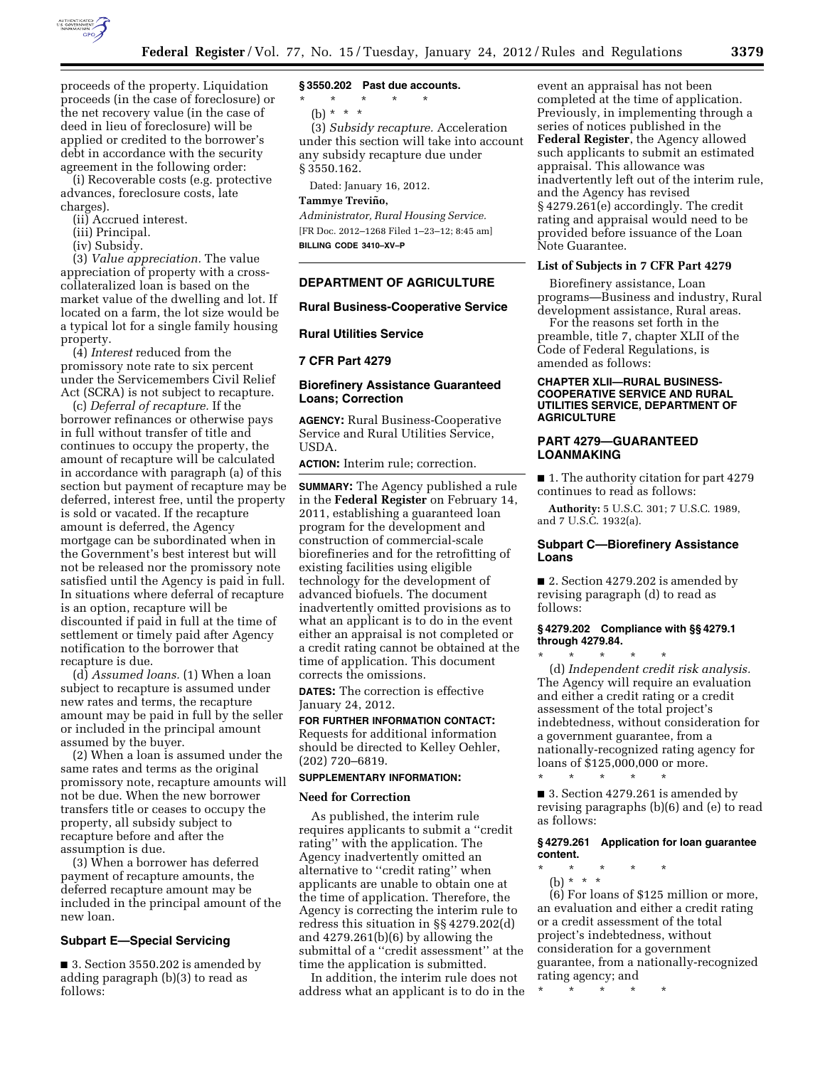proceeds of the property. Liquidation proceeds (in the case of foreclosure) or the net recovery value (in the case of deed in lieu of foreclosure) will be applied or credited to the borrower's debt in accordance with the security agreement in the following order:

(i) Recoverable costs (e.g. protective advances, foreclosure costs, late charges).

(ii) Accrued interest.

(iii) Principal.

(iv) Subsidy.

(3) *Value appreciation.* The value appreciation of property with a cross-collateralized loan is based on the market value of the dwelling and lot. If located on a farm, the lot size would be a typical lot for a single family housing property.

(4) *Interest* reduced from the promissory note rate to six percent under the Servicemembers Civil Relief Act (SCRA) is not subject to recapture.

(c) *Deferral of recapture.* If the borrower refinances or otherwise pays in full without transfer of title and continues to occupy the property, the amount of recapture will be calculated in accordance with paragraph (a) of this section but payment of recapture may be deferred, interest free, until the property is sold or vacated. If the recapture amount is deferred, the Agency mortgage can be subordinated when in the Government's best interest but will not be released nor the promissory note satisfied until the Agency is paid in full. In situations where deferral of recapture is an option, recapture will be discounted if paid in full at the time of settlement or timely paid after Agency notification to the borrower that recapture is due.

(d) *Assumed loans.* (1) When a loan subject to recapture is assumed under new rates and terms, the recapture amount may be paid in full by the seller or included in the principal amount assumed by the buyer.

(2) When a loan is assumed under the same rates and terms as the original promissory note, recapture amounts will not be due. When the new borrower transfers title or ceases to occupy the property, all subsidy subject to recapture before and after the assumption is due.

(3) When a borrower has deferred payment of recapture amounts, the deferred recapture amount may be included in the principal amount of the new loan.

### Subpart E—Special Servicing

■ 3. Section 3550.202 is amended by adding paragraph (b)(3) to read as follows:

#### § 3550.202 Past due accounts.

\* \* \* \* \*

(b) \* \* \*

(3) *Subsidy recapture.* Acceleration under this section will take into account any subsidy recapture due under § 3550.162.

Dated: January 16, 2012.

**Tammye Treviño,**

*Administrator, Rural Housing Service.*

[FR Doc. 2012–1268 Filed 1–23–12; 8:45 am]

**BILLING CODE 3410–XV–P**

## DEPARTMENT OF AGRICULTURE

## Rural Business-Cooperative Service

## Rural Utilities Service

## 7 CFR Part 4279

## Biorefinery Assistance Guaranteed Loans; Correction

**AGENCY:** Rural Business-Cooperative Service and Rural Utilities Service, USDA.

**ACTION:** Interim rule; correction.

**SUMMARY:** The Agency published a rule in the **Federal Register** on February 14, 2011, establishing a guaranteed loan program for the development and construction of commercial-scale biorefineries and for the retrofitting of existing facilities using eligible technology for the development of advanced biofuels. The document inadvertently omitted provisions as to what an applicant is to do in the event either an appraisal is not completed or a credit rating cannot be obtained at the time of application. This document corrects the omissions.

**DATES:** The correction is effective January 24, 2012.

**FOR FURTHER INFORMATION CONTACT:** Requests for additional information should be directed to Kelley Oehler, (202) 720–6819.

**SUPPLEMENTARY INFORMATION:**

### Need for Correction

As published, the interim rule requires applicants to submit a "credit rating" with the application. The Agency inadvertently omitted an alternative to "credit rating" when applicants are unable to obtain one at the time of application. Therefore, the Agency is correcting the interim rule to redress this situation in §§ 4279.202(d) and 4279.261(b)(6) by allowing the submittal of a "credit assessment" at the time the application is submitted.

In addition, the interim rule does not address what an applicant is to do in the event an appraisal has not been completed at the time of application. Previously, in implementing through a series of notices published in the **Federal Register**, the Agency allowed such applicants to submit an estimated appraisal. This allowance was inadvertently left out of the interim rule, and the Agency has revised § 4279.261(e) accordingly. The credit rating and appraisal would need to be provided before issuance of the Loan Note Guarantee.

### List of Subjects in 7 CFR Part 4279

Biorefinery assistance, Loan programs—Business and industry, Rural development assistance, Rural areas.

For the reasons set forth in the preamble, title 7, chapter XLII of the Code of Federal Regulations, is amended as follows:

#### CHAPTER XLII—RURAL BUSINESS-COOPERATIVE SERVICE AND RURAL UTILITIES SERVICE, DEPARTMENT OF AGRICULTURE

### PART 4279—GUARANTEED LOANMAKING

■ 1. The authority citation for part 4279 continues to read as follows:

**Authority:** 5 U.S.C. 301; 7 U.S.C. 1989, and 7 U.S.C. 1932(a).

### Subpart C—Biorefinery Assistance Loans

■ 2. Section 4279.202 is amended by revising paragraph (d) to read as follows:

#### § 4279.202 Compliance with §§ 4279.1 through 4279.84.

\* \* \* \* \*

(d) *Independent credit risk analysis.* The Agency will require an evaluation and either a credit rating or a credit assessment of the total project's indebtedness, without consideration for a government guarantee, from a nationally-recognized rating agency for loans of $125,000,000 or more.

\* \* \* \* \*

■ 3. Section 4279.261 is amended by revising paragraphs (b)(6) and (e) to read as follows:

#### § 4279.261 Application for loan guarantee content.

\* \* \* \* \*

(b) \* \* \*

(6) For loans of $125 million or more, an evaluation and either a credit rating or a credit assessment of the total project's indebtedness, without consideration for a government guarantee, from a nationally-recognized rating agency; and

\* \* \* \* \*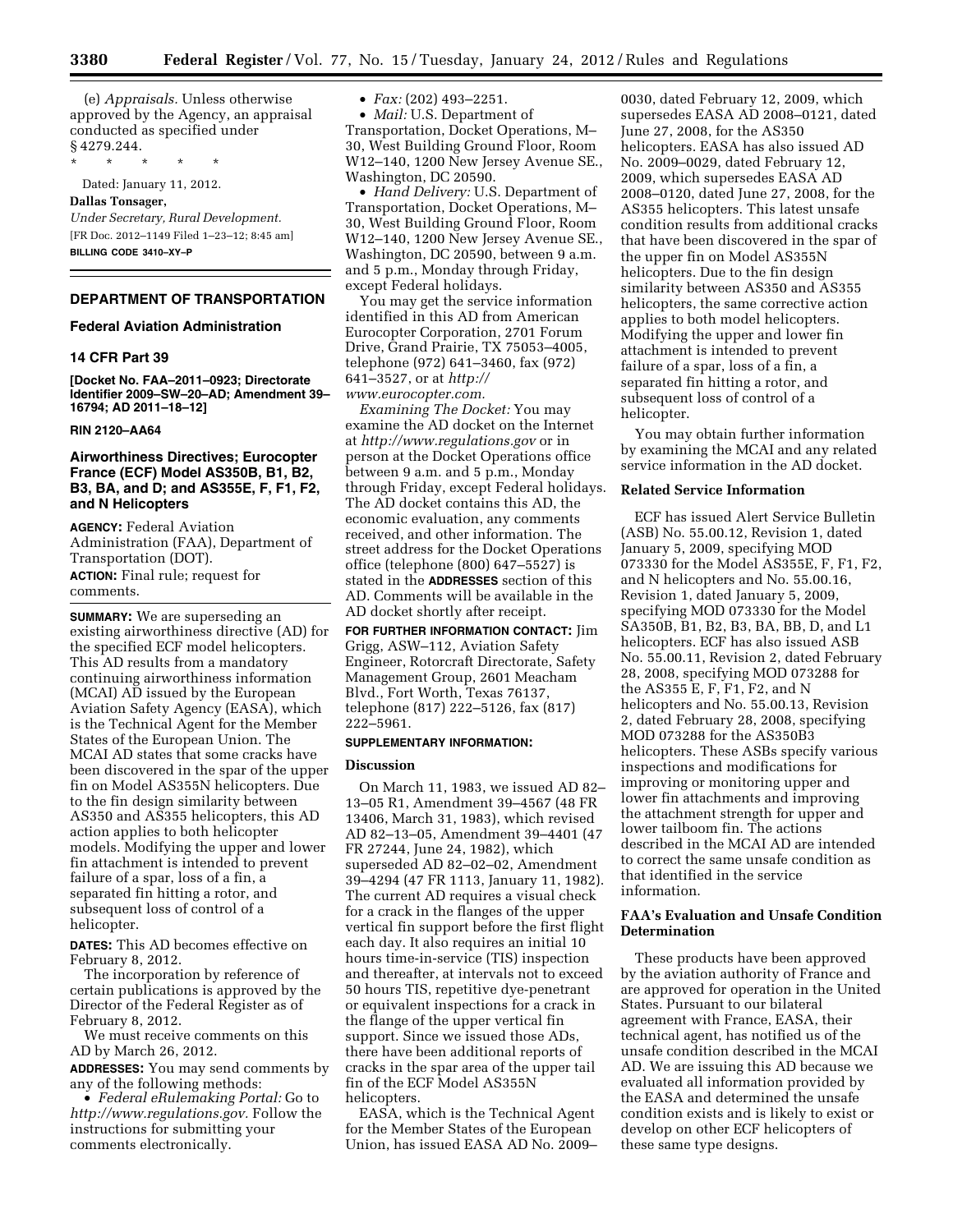(e) *Appraisals.* Unless otherwise approved by the Agency, an appraisal conducted as specified under § 4279.244.

\* \* \* \* \*

Dated: January 11, 2012.

**Dallas Tonsager,**

*Under Secretary, Rural Development.*

[FR Doc. 2012–1149 Filed 1–23–12; 8:45 am]

**BILLING CODE 3410–XY–P**

## DEPARTMENT OF TRANSPORTATION

### Federal Aviation Administration

### 14 CFR Part 39

**[Docket No. FAA–2011–0923; Directorate Identifier 2009–SW–20–AD; Amendment 39–16794; AD 2011–18–12]**

**RIN 2120–AA64**

### Airworthiness Directives; Eurocopter France (ECF) Model AS350B, B1, B2, B3, BA, and D; and AS355E, F, F1, F2, and N Helicopters

**AGENCY:** Federal Aviation Administration (FAA), Department of Transportation (DOT).

**ACTION:** Final rule; request for comments.

**SUMMARY:** We are superseding an existing airworthiness directive (AD) for the specified ECF model helicopters. This AD results from a mandatory continuing airworthiness information (MCAI) AD issued by the European Aviation Safety Agency (EASA), which is the Technical Agent for the Member States of the European Union. The MCAI AD states that some cracks have been discovered in the spar of the upper fin on Model AS355N helicopters. Due to the fin design similarity between AS350 and AS355 helicopters, this AD action applies to both helicopter models. Modifying the upper and lower fin attachment is intended to prevent failure of a spar, loss of a fin, a separated fin hitting a rotor, and subsequent loss of control of a helicopter.

**DATES:** This AD becomes effective on February 8, 2012.

The incorporation by reference of certain publications is approved by the Director of the Federal Register as of February 8, 2012.

We must receive comments on this AD by March 26, 2012.

**ADDRESSES:** You may send comments by any of the following methods:

- *Federal eRulemaking Portal:* Go to *http://www.regulations.gov.* Follow the instructions for submitting your comments electronically.
- *Fax:* (202) 493–2251.
- *Mail:* U.S. Department of Transportation, Docket Operations, M–30, West Building Ground Floor, Room W12–140, 1200 New Jersey Avenue SE., Washington, DC 20590.
- *Hand Delivery:* U.S. Department of Transportation, Docket Operations, M–30, West Building Ground Floor, Room W12–140, 1200 New Jersey Avenue SE., Washington, DC 20590, between 9 a.m. and 5 p.m., Monday through Friday, except Federal holidays.

You may get the service information identified in this AD from American Eurocopter Corporation, 2701 Forum Drive, Grand Prairie, TX 75053–4005, telephone (972) 641–3460, fax (972) 641–3527, or at *http://www.eurocopter.com.*

*Examining The Docket:* You may examine the AD docket on the Internet at *http://www.regulations.gov* or in person at the Docket Operations office between 9 a.m. and 5 p.m., Monday through Friday, except Federal holidays. The AD docket contains this AD, the economic evaluation, any comments received, and other information. The street address for the Docket Operations office (telephone (800) 647–5527) is stated in the **ADDRESSES** section of this AD. Comments will be available in the AD docket shortly after receipt.

**FOR FURTHER INFORMATION CONTACT:** Jim Grigg, ASW–112, Aviation Safety Engineer, Rotorcraft Directorate, Safety Management Group, 2601 Meacham Blvd., Fort Worth, Texas 76137, telephone (817) 222–5126, fax (817) 222–5961.

**SUPPLEMENTARY INFORMATION:**

#### Discussion

On March 11, 1983, we issued AD 82–13–05 R1, Amendment 39–4567 (48 FR 13406, March 31, 1983), which revised AD 82–13–05, Amendment 39–4401 (47 FR 27244, June 24, 1982), which superseded AD 82–02–02, Amendment 39–4294 (47 FR 1113, January 11, 1982). The current AD requires a visual check for a crack in the flanges of the upper vertical fin support before the first flight each day. It also requires an initial 10 hours time-in-service (TIS) inspection and thereafter, at intervals not to exceed 50 hours TIS, repetitive dye-penetrant or equivalent inspections for a crack in the flange of the upper vertical fin support. Since we issued those ADs, there have been additional reports of cracks in the spar area of the upper tail fin of the ECF Model AS355N helicopters.

EASA, which is the Technical Agent for the Member States of the European Union, has issued EASA AD No. 2009–0030, dated February 12, 2009, which supersedes EASA AD 2008–0121, dated June 27, 2008, for the AS350 helicopters. EASA has also issued AD No. 2009–0029, dated February 12, 2009, which supersedes EASA AD 2008–0120, dated June 27, 2008, for the AS355 helicopters. This latest unsafe condition results from additional cracks that have been discovered in the spar of the upper fin on Model AS355N helicopters. Due to the fin design similarity between AS350 and AS355 helicopters, the same corrective action applies to both model helicopters. Modifying the upper and lower fin attachment is intended to prevent failure of a spar, loss of a fin, a separated fin hitting a rotor, and subsequent loss of control of a helicopter.

You may obtain further information by examining the MCAI and any related service information in the AD docket.

#### Related Service Information

ECF has issued Alert Service Bulletin (ASB) No. 55.00.12, Revision 1, dated January 5, 2009, specifying MOD 073330 for the Model AS355E, F, F1, F2, and N helicopters and No. 55.00.16, Revision 1, dated January 5, 2009, specifying MOD 073330 for the Model SA350B, B1, B2, B3, BA, BB, D, and L1 helicopters. ECF has also issued ASB No. 55.00.11, Revision 2, dated February 28, 2008, specifying MOD 073288 for the AS355 E, F, F1, F2, and N helicopters and No. 55.00.13, Revision 2, dated February 28, 2008, specifying MOD 073288 for the AS350B3 helicopters. These ASBs specify various inspections and modifications for improving or monitoring upper and lower fin attachments and improving the attachment strength for upper and lower tailboom fin. The actions described in the MCAI AD are intended to correct the same unsafe condition as that identified in the service information.

#### FAA's Evaluation and Unsafe Condition Determination

These products have been approved by the aviation authority of France and are approved for operation in the United States. Pursuant to our bilateral agreement with France, EASA, their technical agent, has notified us of the unsafe condition described in the MCAI AD. We are issuing this AD because we evaluated all information provided by the EASA and determined the unsafe condition exists and is likely to exist or develop on other ECF helicopters of these same type designs.